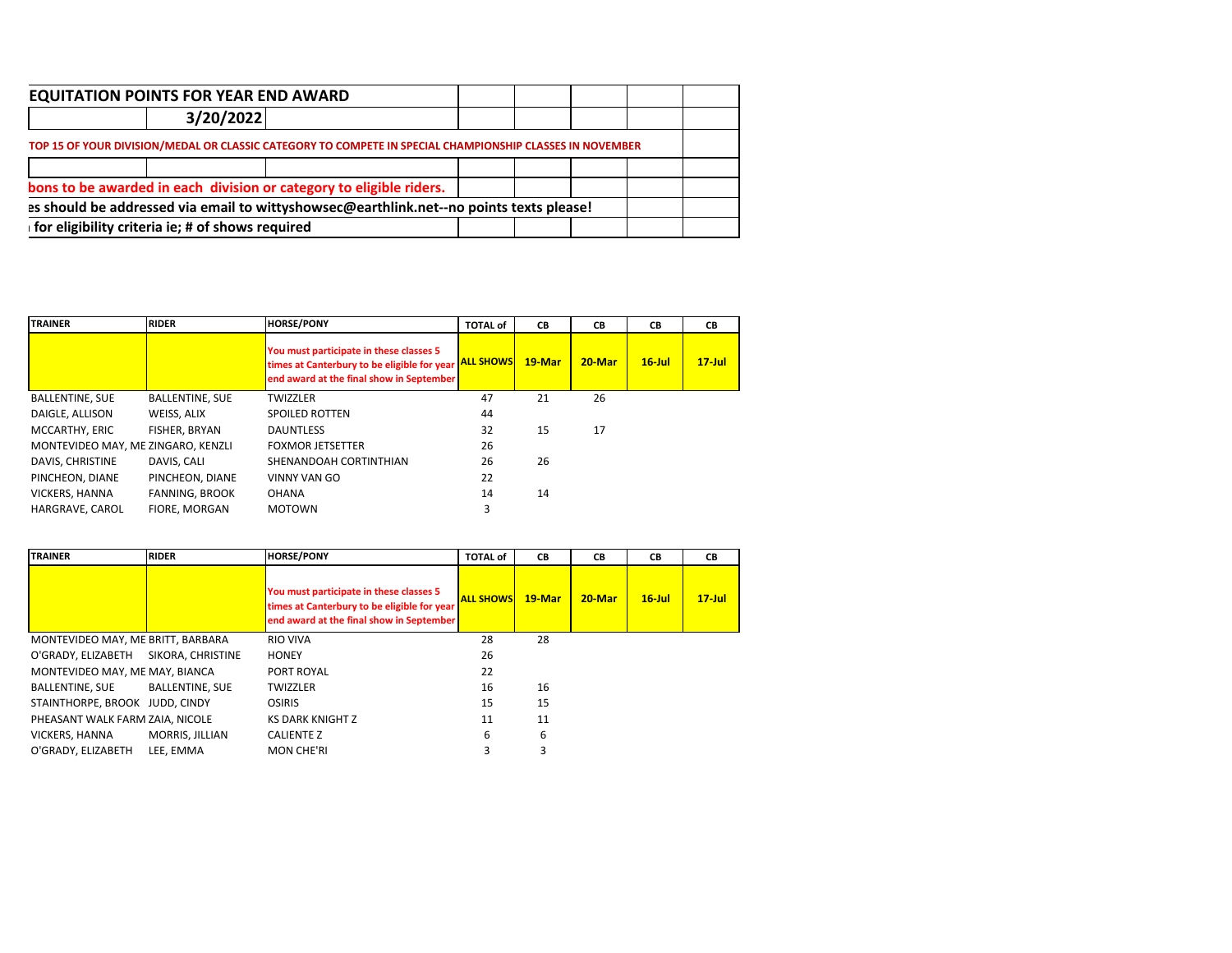# EQUITATION POINTS FOR YEAR END AWARD

**3/20/2022**

**TOP 15 OF YOUR DIVISION/MEDAL OR CLASSIC CATEGORY TO COMPETE IN SPECIAL CHAMPIONSHIP CLASSES IN NOVEMBER**

**bons to be awarded in each division or category to eligible riders.**

**es should be addressed via email to wittyshowsec@earthlink.net--no points texts please!**

**for eligibility criteria ie; # of shows required**

| TRAINER | RIDER | HORSE/PONY | TOTAL of | CB | CB | CB | CB |
|---|---|---|---|---|---|---|---|
| | | You must participate in these classes 5 times at Canterbury to be eligible for year end award at the final show in September | ALL SHOWS | 19-Mar | 20-Mar | 16-Jul | 17-Jul |
| BALLENTINE, SUE | BALLENTINE, SUE | TWIZZLER | 47 | 21 | 26 | | |
| DAIGLE, ALLISON | WEISS, ALIX | SPOILED ROTTEN | 44 | | | | |
| MCCARTHY, ERIC | FISHER, BRYAN | DAUNTLESS | 32 | 15 | 17 | | |
| MONTEVIDEO MAY, ME | ZINGARO, KENZLI | FOXMOR JETSETTER | 26 | | | | |
| DAVIS, CHRISTINE | DAVIS, CALI | SHENANDOAH CORTINTHIAN | 26 | 26 | | | |
| PINCHEON, DIANE | PINCHEON, DIANE | VINNY VAN GO | 22 | | | | |
| VICKERS, HANNA | FANNING, BROOK | OHANA | 14 | 14 | | | |
| HARGRAVE, CAROL | FIORE, MORGAN | MOTOWN | 3 | | | | |

| TRAINER | RIDER | HORSE/PONY | TOTAL of | CB | CB | CB | CB |
|---|---|---|---|---|---|---|---|
| | | You must participate in these classes 5 times at Canterbury to be eligible for year end award at the final show in September | ALL SHOWS | 19-Mar | 20-Mar | 16-Jul | 17-Jul |
| MONTEVIDEO MAY, ME | BRITT, BARBARA | RIO VIVA | 28 | 28 | | | |
| O'GRADY, ELIZABETH | SIKORA, CHRISTINE | HONEY | 26 | | | | |
| MONTEVIDEO MAY, ME | MAY, BIANCA | PORT ROYAL | 22 | | | | |
| BALLENTINE, SUE | BALLENTINE, SUE | TWIZZLER | 16 | 16 | | | |
| STAINTHORPE, BROOK | JUDD, CINDY | OSIRIS | 15 | 15 | | | |
| PHEASANT WALK FARM | ZAIA, NICOLE | KS DARK KNIGHT Z | 11 | 11 | | | |
| VICKERS, HANNA | MORRIS, JILLIAN | CALIENTE Z | 6 | 6 | | | |
| O'GRADY, ELIZABETH | LEE, EMMA | MON CHE'RI | 3 | 3 | | | |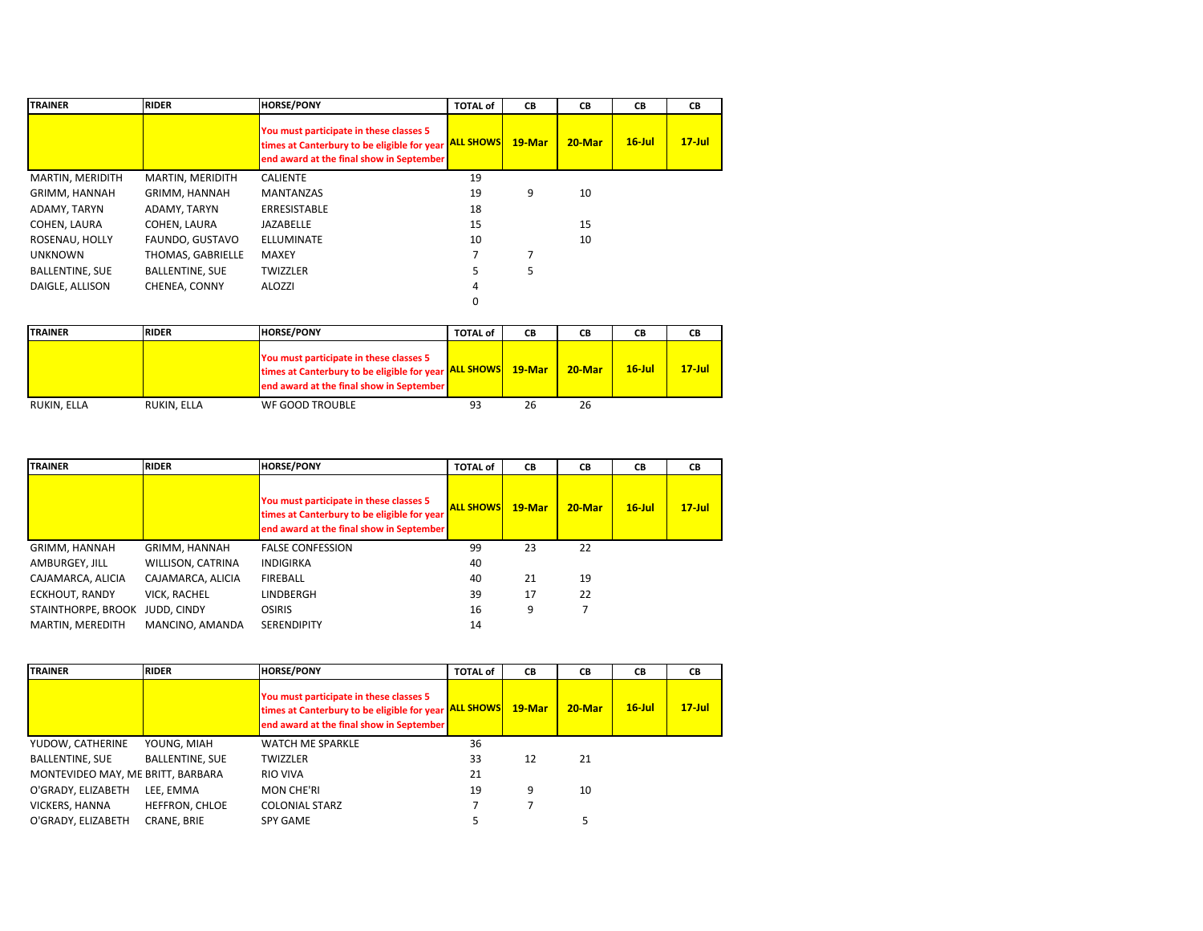| TRAINER | RIDER | HORSE/PONY | TOTAL of | CB | CB | CB | CB |
|---|---|---|---|---|---|---|---|
| | | You must participate in these classes 5 times at Canterbury to be eligible for year end award at the final show in September | ALL SHOWS | 19-Mar | 20-Mar | 16-Jul | 17-Jul |
| MARTIN, MERIDITH | MARTIN, MERIDITH | CALIENTE | 19 | | | | |
| GRIMM, HANNAH | GRIMM, HANNAH | MANTANZAS | 19 | 9 | 10 | | |
| ADAMY, TARYN | ADAMY, TARYN | ERRESISTABLE | 18 | | | | |
| COHEN, LAURA | COHEN, LAURA | JAZABELLE | 15 | | 15 | | |
| ROSENAU, HOLLY | FAUNDO, GUSTAVO | ELLUMINATE | 10 | | 10 | | |
| UNKNOWN | THOMAS, GABRIELLE | MAXEY | 7 | 7 | | | |
| BALLENTINE, SUE | BALLENTINE, SUE | TWIZZLER | 5 | 5 | | | |
| DAIGLE, ALLISON | CHENEA, CONNY | ALOZZI | 4 | | | | |
| | | | 0 | | | | |

| TRAINER | RIDER | HORSE/PONY | TOTAL of | CB | CB | CB | CB |
|---|---|---|---|---|---|---|---|
| | | You must participate in these classes 5 times at Canterbury to be eligible for year end award at the final show in September | ALL SHOWS | 19-Mar | 20-Mar | 16-Jul | 17-Jul |
| RUKIN, ELLA | RUKIN, ELLA | WF GOOD TROUBLE | 93 | 26 | 26 | | |

| TRAINER | RIDER | HORSE/PONY | TOTAL of | CB | CB | CB | CB |
|---|---|---|---|---|---|---|---|
| | | You must participate in these classes 5 times at Canterbury to be eligible for year end award at the final show in September | ALL SHOWS | 19-Mar | 20-Mar | 16-Jul | 17-Jul |
| GRIMM, HANNAH | GRIMM, HANNAH | FALSE CONFESSION | 99 | 23 | 22 | | |
| AMBURGEY, JILL | WILLISON, CATRINA | INDIGIRKA | 40 | | | | |
| CAJAMARCA, ALICIA | CAJAMARCA, ALICIA | FIREBALL | 40 | 21 | 19 | | |
| ECKHOUT, RANDY | VICK, RACHEL | LINDBERGH | 39 | 17 | 22 | | |
| STAINTHORPE, BROOK | JUDD, CINDY | OSIRIS | 16 | 9 | 7 | | |
| MARTIN, MEREDITH | MANCINO, AMANDA | SERENDIPITY | 14 | | | | |

| TRAINER | RIDER | HORSE/PONY | TOTAL of | CB | CB | CB | CB |
|---|---|---|---|---|---|---|---|
| | | You must participate in these classes 5 times at Canterbury to be eligible for year end award at the final show in September | ALL SHOWS | 19-Mar | 20-Mar | 16-Jul | 17-Jul |
| YUDOW, CATHERINE | YOUNG, MIAH | WATCH ME SPARKLE | 36 | | | | |
| BALLENTINE, SUE | BALLENTINE, SUE | TWIZZLER | 33 | 12 | 21 | | |
| MONTEVIDEO MAY, ME | BRITT, BARBARA | RIO VIVA | 21 | | | | |
| O'GRADY, ELIZABETH | LEE, EMMA | MON CHE'RI | 19 | 9 | 10 | | |
| VICKERS, HANNA | HEFFRON, CHLOE | COLONIAL STARZ | 7 | 7 | | | |
| O'GRADY, ELIZABETH | CRANE, BRIE | SPY GAME | 5 | | 5 | | |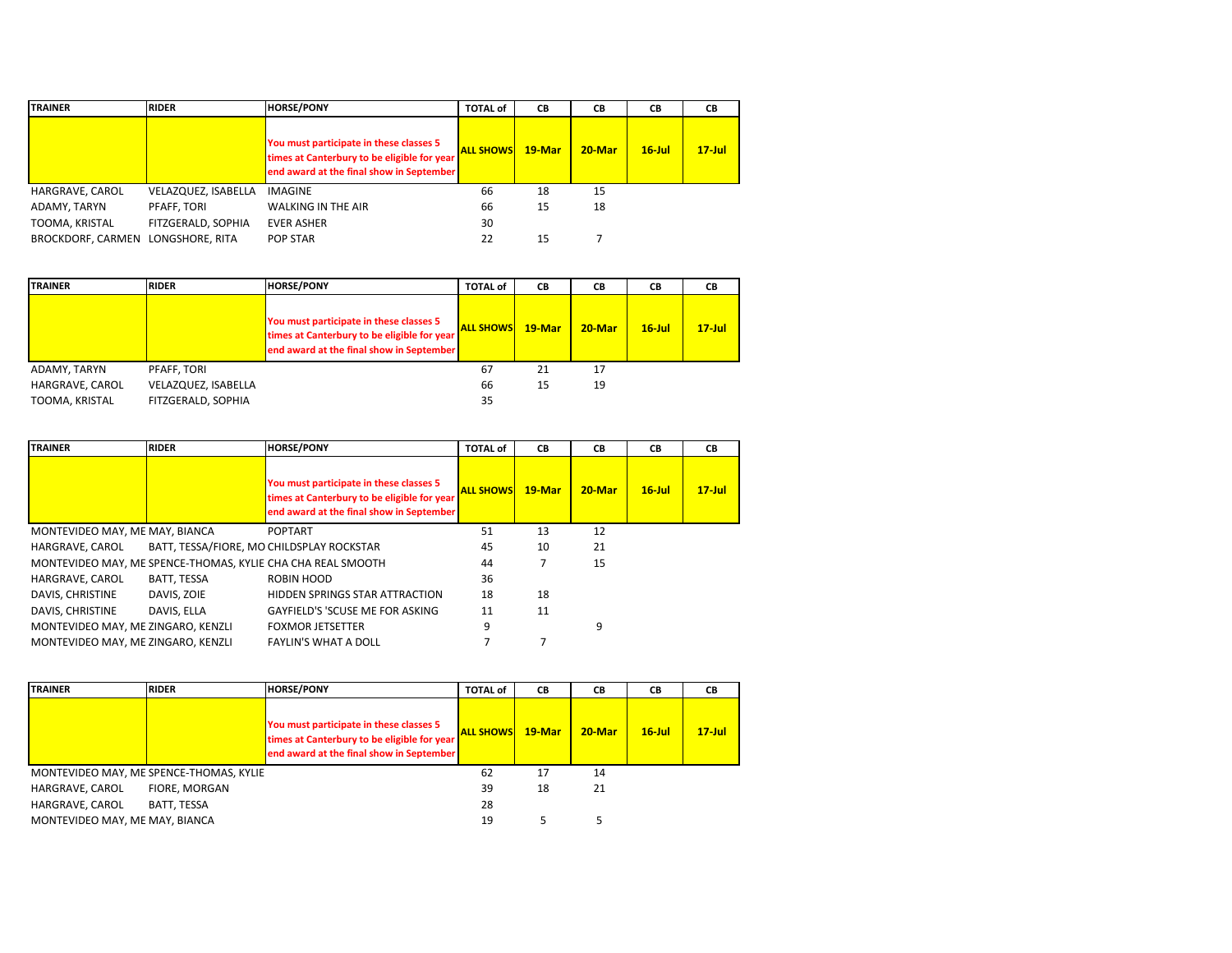| TRAINER | RIDER | HORSE/PONY | TOTAL of | CB | CB | CB | CB |
|---|---|---|---|---|---|---|---|
| | | You must participate in these classes 5 times at Canterbury to be eligible for year end award at the final show in September | ALL SHOWS | 19-Mar | 20-Mar | 16-Jul | 17-Jul |
| HARGRAVE, CAROL | VELAZQUEZ, ISABELLA | IMAGINE | 66 | 18 | 15 | | |
| ADAMY, TARYN | PFAFF, TORI | WALKING IN THE AIR | 66 | 15 | 18 | | |
| TOOMA, KRISTAL | FITZGERALD, SOPHIA | EVER ASHER | 30 | | | | |
| BROCKDORF, CARMEN | LONGSHORE, RITA | POP STAR | 22 | 15 | 7 | | |

| TRAINER | RIDER | HORSE/PONY | TOTAL of | CB | CB | CB | CB |
|---|---|---|---|---|---|---|---|
| | | You must participate in these classes 5 times at Canterbury to be eligible for year end award at the final show in September | ALL SHOWS | 19-Mar | 20-Mar | 16-Jul | 17-Jul |
| ADAMY, TARYN | PFAFF, TORI | | 67 | 21 | 17 | | |
| HARGRAVE, CAROL | VELAZQUEZ, ISABELLA | | 66 | 15 | 19 | | |
| TOOMA, KRISTAL | FITZGERALD, SOPHIA | | 35 | | | | |

| TRAINER | RIDER | HORSE/PONY | TOTAL of | CB | CB | CB | CB |
|---|---|---|---|---|---|---|---|
| | | You must participate in these classes 5 times at Canterbury to be eligible for year end award at the final show in September | ALL SHOWS | 19-Mar | 20-Mar | 16-Jul | 17-Jul |
| MONTEVIDEO MAY, ME | MAY, BIANCA | POPTART | 51 | 13 | 12 | | |
| HARGRAVE, CAROL | BATT, TESSA/FIORE, MO | CHILDSPLAY ROCKSTAR | 45 | 10 | 21 | | |
| MONTEVIDEO MAY, ME | SPENCE-THOMAS, KYLIE | CHA CHA REAL SMOOTH | 44 | 7 | 15 | | |
| HARGRAVE, CAROL | BATT, TESSA | ROBIN HOOD | 36 | | | | |
| DAVIS, CHRISTINE | DAVIS, ZOIE | HIDDEN SPRINGS STAR ATTRACTION | 18 | 18 | | | |
| DAVIS, CHRISTINE | DAVIS, ELLA | GAYFIELD'S 'SCUSE ME FOR ASKING | 11 | 11 | | | |
| MONTEVIDEO MAY, ME | ZINGARO, KENZLI | FOXMOR JETSETTER | 9 | | 9 | | |
| MONTEVIDEO MAY, ME | ZINGARO, KENZLI | FAYLIN'S WHAT A DOLL | 7 | 7 | | | |

| TRAINER | RIDER | HORSE/PONY | TOTAL of | CB | CB | CB | CB |
|---|---|---|---|---|---|---|---|
| | | You must participate in these classes 5 times at Canterbury to be eligible for year end award at the final show in September | ALL SHOWS | 19-Mar | 20-Mar | 16-Jul | 17-Jul |
| MONTEVIDEO MAY, ME | SPENCE-THOMAS, KYLIE | | 62 | 17 | 14 | | |
| HARGRAVE, CAROL | FIORE, MORGAN | | 39 | 18 | 21 | | |
| HARGRAVE, CAROL | BATT, TESSA | | 28 | | | | |
| MONTEVIDEO MAY, ME | MAY, BIANCA | | 19 | 5 | 5 | | |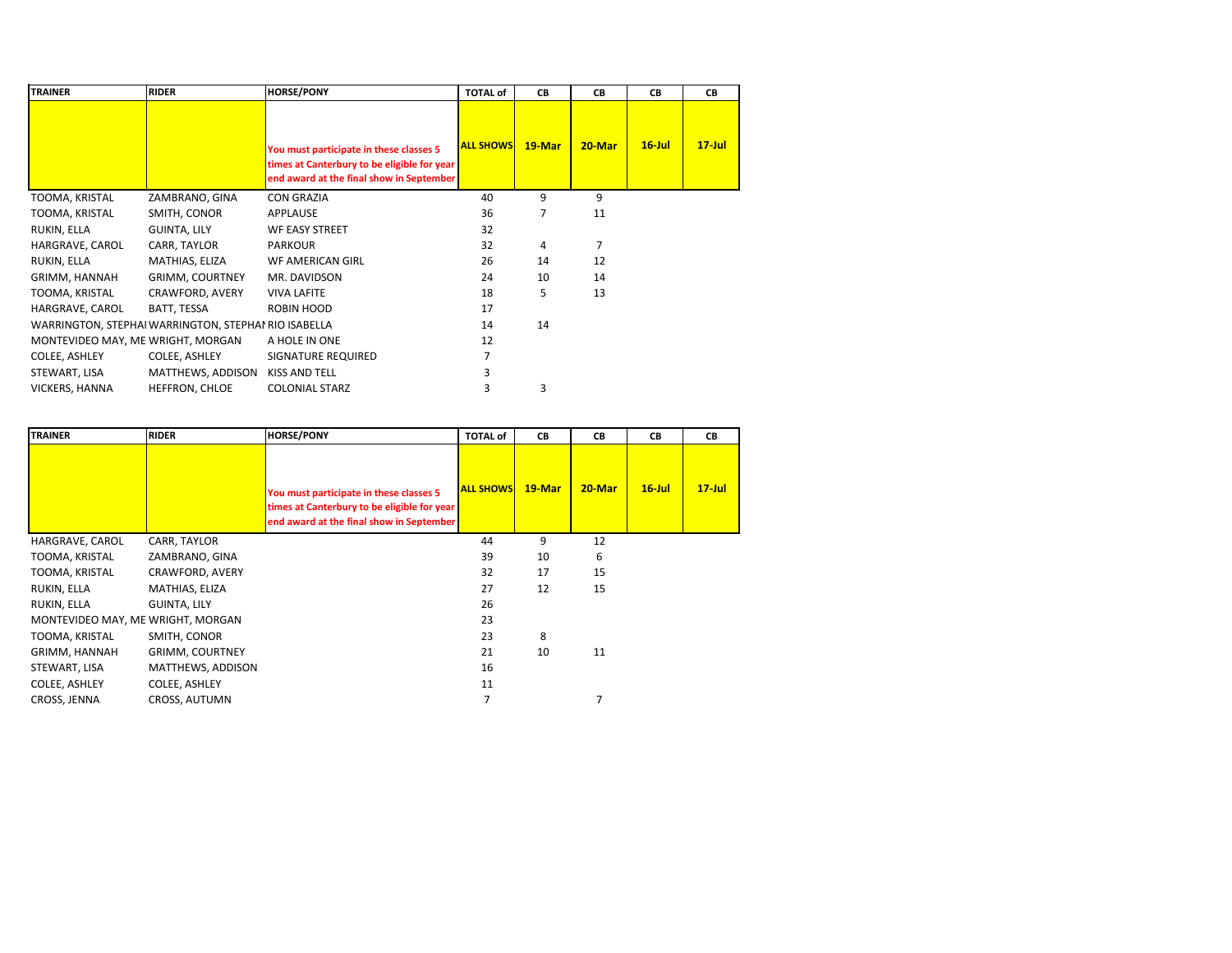| TRAINER | RIDER | HORSE/PONY | TOTAL of | CB | CB | CB | CB |
|---|---|---|---|---|---|---|---|
| | | You must participate in these classes 5 times at Canterbury to be eligible for year end award at the final show in September | ALL SHOWS | 19-Mar | 20-Mar | 16-Jul | 17-Jul |
| TOOMA, KRISTAL | ZAMBRANO, GINA | CON GRAZIA | 40 | 9 | 9 | | |
| TOOMA, KRISTAL | SMITH, CONOR | APPLAUSE | 36 | 7 | 11 | | |
| RUKIN, ELLA | GUINTA, LILY | WF EASY STREET | 32 | | | | |
| HARGRAVE, CAROL | CARR, TAYLOR | PARKOUR | 32 | 4 | 7 | | |
| RUKIN, ELLA | MATHIAS, ELIZA | WF AMERICAN GIRL | 26 | 14 | 12 | | |
| GRIMM, HANNAH | GRIMM, COURTNEY | MR. DAVIDSON | 24 | 10 | 14 | | |
| TOOMA, KRISTAL | CRAWFORD, AVERY | VIVA LAFITE | 18 | 5 | 13 | | |
| HARGRAVE, CAROL | BATT, TESSA | ROBIN HOOD | 17 | | | | |
| WARRINGTON, STEPHAI | WARRINGTON, STEPHAI | RIO ISABELLA | 14 | 14 | | | |
| MONTEVIDEO MAY, ME | WRIGHT, MORGAN | A HOLE IN ONE | 12 | | | | |
| COLEE, ASHLEY | COLEE, ASHLEY | SIGNATURE REQUIRED | 7 | | | | |
| STEWART, LISA | MATTHEWS, ADDISON | KISS AND TELL | 3 | | | | |
| VICKERS, HANNA | HEFFRON, CHLOE | COLONIAL STARZ | 3 | 3 | | | |

| TRAINER | RIDER | HORSE/PONY | TOTAL of | CB | CB | CB | CB |
|---|---|---|---|---|---|---|---|
| | | You must participate in these classes 5 times at Canterbury to be eligible for year end award at the final show in September | ALL SHOWS | 19-Mar | 20-Mar | 16-Jul | 17-Jul |
| HARGRAVE, CAROL | CARR, TAYLOR | | 44 | 9 | 12 | | |
| TOOMA, KRISTAL | ZAMBRANO, GINA | | 39 | 10 | 6 | | |
| TOOMA, KRISTAL | CRAWFORD, AVERY | | 32 | 17 | 15 | | |
| RUKIN, ELLA | MATHIAS, ELIZA | | 27 | 12 | 15 | | |
| RUKIN, ELLA | GUINTA, LILY | | 26 | | | | |
| MONTEVIDEO MAY, ME | WRIGHT, MORGAN | | 23 | | | | |
| TOOMA, KRISTAL | SMITH, CONOR | | 23 | 8 | | | |
| GRIMM, HANNAH | GRIMM, COURTNEY | | 21 | 10 | 11 | | |
| STEWART, LISA | MATTHEWS, ADDISON | | 16 | | | | |
| COLEE, ASHLEY | COLEE, ASHLEY | | 11 | | | | |
| CROSS, JENNA | CROSS, AUTUMN | | 7 | | 7 | | |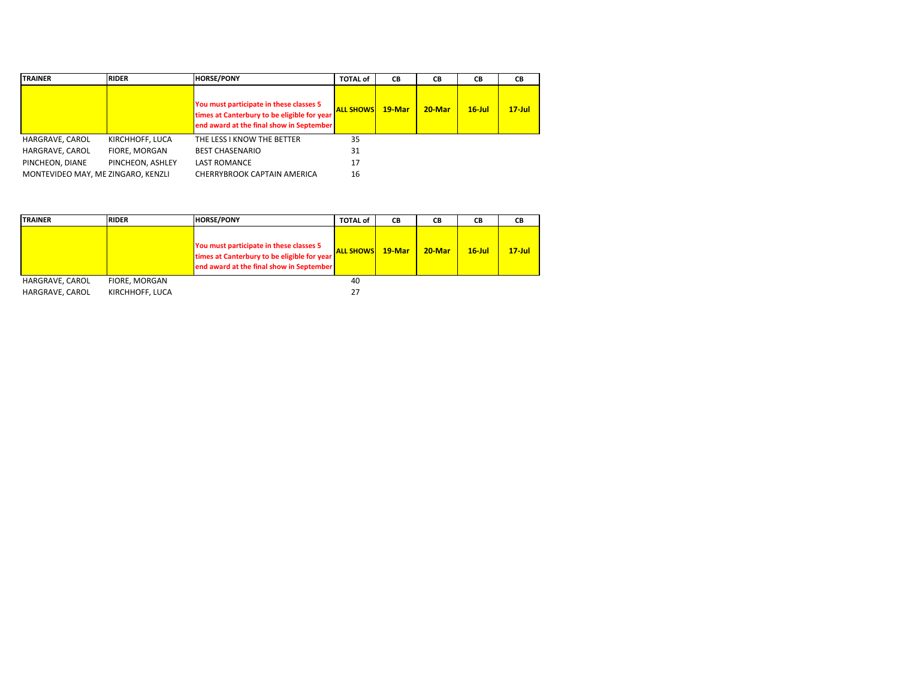| TRAINER | RIDER | HORSE/PONY | TOTAL of | CB | CB | CB | CB |
|---|---|---|---|---|---|---|---|
| | | You must participate in these classes 5 times at Canterbury to be eligible for year end award at the final show in September | ALL SHOWS | 19-Mar | 20-Mar | 16-Jul | 17-Jul |
| HARGRAVE, CAROL | KIRCHHOFF, LUCA | THE LESS I KNOW THE BETTER | 35 | | | | |
| HARGRAVE, CAROL | FIORE, MORGAN | BEST CHASENARIO | 31 | | | | |
| PINCHEON, DIANE | PINCHEON, ASHLEY | LAST ROMANCE | 17 | | | | |
| MONTEVIDEO MAY, ME | ZINGARO, KENZLI | CHERRYBROOK CAPTAIN AMERICA | 16 | | | | |

| TRAINER | RIDER | HORSE/PONY | TOTAL of | CB | CB | CB | CB |
|---|---|---|---|---|---|---|---|
| | | You must participate in these classes 5 times at Canterbury to be eligible for year end award at the final show in September | ALL SHOWS | 19-Mar | 20-Mar | 16-Jul | 17-Jul |
| HARGRAVE, CAROL | FIORE, MORGAN | | 40 | | | | |
| HARGRAVE, CAROL | KIRCHHOFF, LUCA | | 27 | | | | |